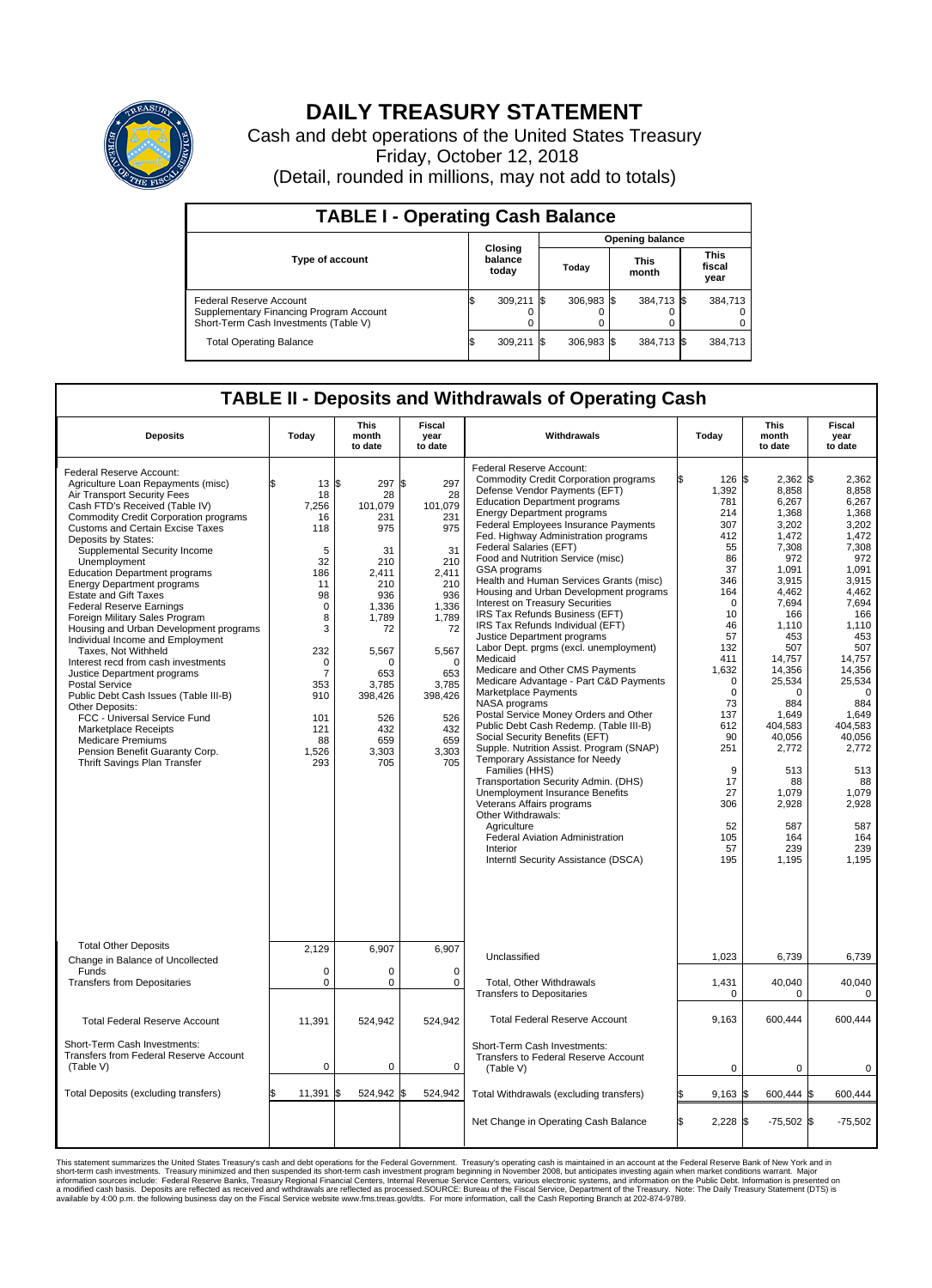# DAILY TREASURY STATEMENT

Cash and debt operations of the United States Treasury

Friday, October 12, 2018

(Detail, rounded in millions, may not add to totals)

## TABLE I - Operating Cash Balance

| Type of account | Closing balance today | Opening balance Today | Opening balance This month | Opening balance This fiscal year |
|---|---|---|---|---|
| Federal Reserve Account | $ 309,211 | $ 306,983 | $ 384,713 | $ 384,713 |
| Supplementary Financing Program Account | 0 | 0 | 0 | 0 |
| Short-Term Cash Investments (Table V) | 0 | 0 | 0 | 0 |
| Total Operating Balance | $ 309,211 | $ 306,983 | $ 384,713 | $ 384,713 |

## TABLE II - Deposits and Withdrawals of Operating Cash

| Deposits | Today | This month to date | Fiscal year to date |
|---|---|---|---|
| Federal Reserve Account: | | | |
| Agriculture Loan Repayments (misc) | $ 13 | $ 297 | $ 297 |
| Air Transport Security Fees | 18 | 28 | 28 |
| Cash FTD's Received (Table IV) | 7,256 | 101,079 | 101,079 |
| Commodity Credit Corporation programs | 16 | 231 | 231 |
| Customs and Certain Excise Taxes | 118 | 975 | 975 |
| Deposits by States: | | | |
| Supplemental Security Income | 5 | 31 | 31 |
| Unemployment | 32 | 210 | 210 |
| Education Department programs | 186 | 2,411 | 2,411 |
| Energy Department programs | 11 | 210 | 210 |
| Estate and Gift Taxes | 98 | 936 | 936 |
| Federal Reserve Earnings | 0 | 1,336 | 1,336 |
| Foreign Military Sales Program | 8 | 1,789 | 1,789 |
| Housing and Urban Development programs | 3 | 72 | 72 |
| Individual Income and Employment Taxes, Not Withheld | 232 | 5,567 | 5,567 |
| Interest recd from cash investments | 0 | 0 | 0 |
| Justice Department programs | 7 | 653 | 653 |
| Postal Service | 353 | 3,785 | 3,785 |
| Public Debt Cash Issues (Table III-B) | 910 | 398,426 | 398,426 |
| Other Deposits: | | | |
| FCC - Universal Service Fund | 101 | 526 | 526 |
| Marketplace Receipts | 121 | 432 | 432 |
| Medicare Premiums | 88 | 659 | 659 |
| Pension Benefit Guaranty Corp. | 1,526 | 3,303 | 3,303 |
| Thrift Savings Plan Transfer | 293 | 705 | 705 |
| Total Other Deposits | 2,129 | 6,907 | 6,907 |
| Change in Balance of Uncollected Funds | 0 | 0 | 0 |
| Transfers from Depositaries | 0 | 0 | 0 |
| Total Federal Reserve Account | 11,391 | 524,942 | 524,942 |
| Short-Term Cash Investments: Transfers from Federal Reserve Account (Table V) | 0 | 0 | 0 |
| Total Deposits (excluding transfers) | $ 11,391 | $ 524,942 | $ 524,942 |

| Withdrawals | Today | This month to date | Fiscal year to date |
|---|---|---|---|
| Federal Reserve Account: | | | |
| Commodity Credit Corporation programs | $ 126 | $ 2,362 | $ 2,362 |
| Defense Vendor Payments (EFT) | 1,392 | 8,858 | 8,858 |
| Education Department programs | 781 | 6,267 | 6,267 |
| Energy Department programs | 214 | 1,368 | 1,368 |
| Federal Employees Insurance Payments | 307 | 3,202 | 3,202 |
| Fed. Highway Administration programs | 412 | 1,472 | 1,472 |
| Federal Salaries (EFT) | 55 | 7,308 | 7,308 |
| Food and Nutrition Service (misc) | 86 | 972 | 972 |
| GSA programs | 37 | 1,091 | 1,091 |
| Health and Human Services Grants (misc) | 346 | 3,915 | 3,915 |
| Housing and Urban Development programs | 164 | 4,462 | 4,462 |
| Interest on Treasury Securities | 0 | 7,694 | 7,694 |
| IRS Tax Refunds Business (EFT) | 10 | 166 | 166 |
| IRS Tax Refunds Individual (EFT) | 46 | 1,110 | 1,110 |
| Justice Department programs | 57 | 453 | 453 |
| Labor Dept. prgms (excl. unemployment) | 132 | 507 | 507 |
| Medicaid | 411 | 14,757 | 14,757 |
| Medicare and Other CMS Payments | 1,632 | 14,356 | 14,356 |
| Medicare Advantage - Part C&D Payments | 0 | 25,534 | 25,534 |
| Marketplace Payments | 0 | 0 | 0 |
| NASA programs | 73 | 884 | 884 |
| Postal Service Money Orders and Other | 137 | 1,649 | 1,649 |
| Public Debt Cash Redemp. (Table III-B) | 612 | 404,583 | 404,583 |
| Social Security Benefits (EFT) | 90 | 40,056 | 40,056 |
| Supple. Nutrition Assist. Program (SNAP) | 251 | 2,772 | 2,772 |
| Temporary Assistance for Needy Families (HHS) | 9 | 513 | 513 |
| Transportation Security Admin. (DHS) | 17 | 88 | 88 |
| Unemployment Insurance Benefits | 27 | 1,079 | 1,079 |
| Veterans Affairs programs | 306 | 2,928 | 2,928 |
| Other Withdrawals: | | | |
| Agriculture | 52 | 587 | 587 |
| Federal Aviation Administration | 105 | 164 | 164 |
| Interior | 57 | 239 | 239 |
| Interntl Security Assistance (DSCA) | 195 | 1,195 | 1,195 |
| Unclassified | 1,023 | 6,739 | 6,739 |
| Total, Other Withdrawals | 1,431 | 40,040 | 40,040 |
| Transfers to Depositaries | 0 | 0 | 0 |
| Total Federal Reserve Account | 9,163 | 600,444 | 600,444 |
| Short-Term Cash Investments: Transfers to Federal Reserve Account (Table V) | 0 | 0 | 0 |
| Total Withdrawals (excluding transfers) | $ 9,163 | $ 600,444 | $ 600,444 |
| Net Change in Operating Cash Balance | $ 2,228 | $ -75,502 | $ -75,502 |

This statement summarizes the United States Treasury's cash and debt operations for the Federal Government. Treasury's operating cash is maintained in an account at the Federal Reserve Bank of New York and in short-term cash investments. Treasury minimized and then suspended its short-term cash investment program beginning in November 2008, but anticipates investing again when market conditions warrant. Major information sources include: Federal Reserve Banks, Treasury Regional Financial Centers, Internal Revenue Service Centers, various electronic systems, and information on the Public Debt. Information is presented on a modified cash basis. Deposits are reflected as received and withdrawals are reflected as processed.SOURCE: Bureau of the Fiscal Service, Department of the Treasury. Note: The Daily Treasury Statement (DTS) is available by 4:00 p.m. the following business day on the Fiscal Service website www.fms.treas.gov/dts. For more information, call the Cash Reporting Branch at 202-874-9789.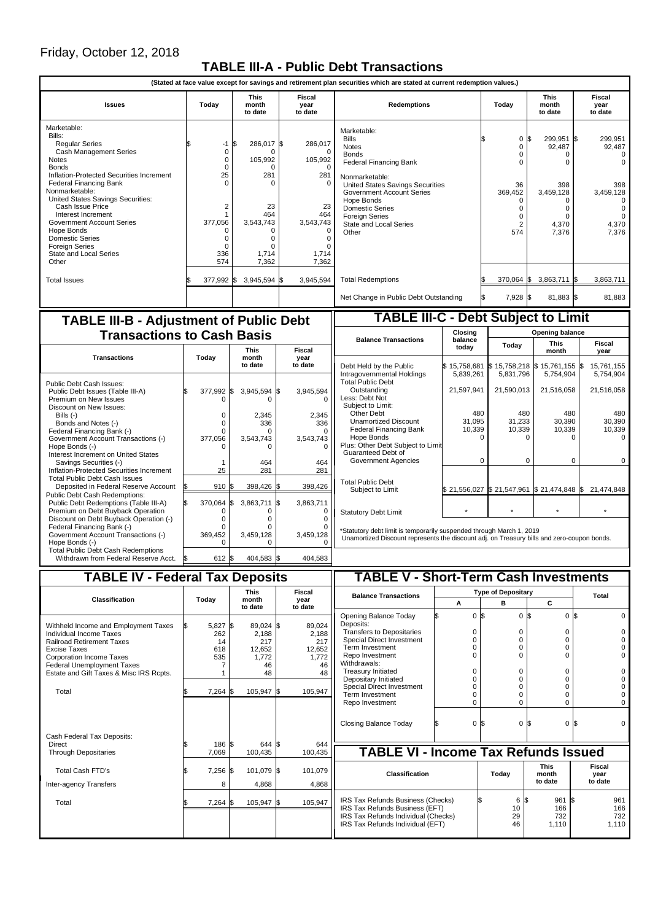Friday, October 12, 2018

# TABLE III-A - Public Debt Transactions

(Stated at face value except for savings and retirement plan securities which are stated at current redemption values.)

| Issues | Today | This month to date | Fiscal year to date |
|---|---|---|---|
| Marketable: | | | |
| Bills: | | | |
| Regular Series | $ -1 | $ 286,017 | $ 286,017 |
| Cash Management Series | 0 | 0 | 0 |
| Notes | 0 | 105,992 | 105,992 |
| Bonds | 0 | 0 | 0 |
| Inflation-Protected Securities Increment | 25 | 281 | 281 |
| Federal Financing Bank | 0 | 0 | 0 |
| Nonmarketable: | | | |
| United States Savings Securities: | | | |
| Cash Issue Price | 2 | 23 | 23 |
| Interest Increment | 1 | 464 | 464 |
| Government Account Series | 377,056 | 3,543,743 | 3,543,743 |
| Hope Bonds | 0 | 0 | 0 |
| Domestic Series | 0 | 0 | 0 |
| Foreign Series | 0 | 0 | 0 |
| State and Local Series | 336 | 1,714 | 1,714 |
| Other | 574 | 7,362 | 7,362 |
| Total Issues | $ 377,992 | $ 3,945,594 | $ 3,945,594 |

| Redemptions | Today | This month to date | Fiscal year to date |
|---|---|---|---|
| Marketable: | | | |
| Bills | $ 0 | $ 299,951 | $ 299,951 |
| Notes | 0 | 92,487 | 92,487 |
| Bonds | 0 | 0 | 0 |
| Federal Financing Bank | 0 | 0 | 0 |
| Nonmarketable: | | | |
| United States Savings Securities | 36 | 398 | 398 |
| Government Account Series | 369,452 | 3,459,128 | 3,459,128 |
| Hope Bonds | 0 | 0 | 0 |
| Domestic Series | 0 | 0 | 0 |
| Foreign Series | 0 | 0 | 0 |
| State and Local Series | 2 | 4,370 | 4,370 |
| Other | 574 | 7,376 | 7,376 |
| Total Redemptions | $ 370,064 | $ 3,863,711 | $ 3,863,711 |
| Net Change in Public Debt Outstanding | $ 7,928 | $ 81,883 | $ 81,883 |

# TABLE III-B - Adjustment of Public Debt Transactions to Cash Basis

| Transactions | Today | This month to date | Fiscal year to date |
|---|---|---|---|
| Public Debt Cash Issues: | | | |
| Public Debt Issues (Table III-A) | $ 377,992 | $ 3,945,594 | $ 3,945,594 |
| Premium on New Issues | 0 | 0 | 0 |
| Discount on New Issues: | | | |
| Bills (-) | 0 | 2,345 | 2,345 |
| Bonds and Notes (-) | 0 | 336 | 336 |
| Federal Financing Bank (-) | 0 | 0 | 0 |
| Government Account Transactions (-) | 377,056 | 3,543,743 | 3,543,743 |
| Hope Bonds (-) | 0 | 0 | 0 |
| Interest Increment on United States Savings Securities (-) | 1 | 464 | 464 |
| Inflation-Protected Securities Increment | 25 | 281 | 281 |
| Total Public Debt Cash Issues Deposited in Federal Reserve Account | $ 910 | $ 398,426 | $ 398,426 |
| Public Debt Cash Redemptions: | | | |
| Public Debt Redemptions (Table III-A) | $ 370,064 | $ 3,863,711 | $ 3,863,711 |
| Premium on Debt Buyback Operation | 0 | 0 | 0 |
| Discount on Debt Buyback Operation (-) | 0 | 0 | 0 |
| Federal Financing Bank (-) | 0 | 0 | 0 |
| Government Account Transactions (-) | 369,452 | 3,459,128 | 3,459,128 |
| Hope Bonds (-) | 0 | 0 | 0 |
| Total Public Debt Cash Redemptions Withdrawn from Federal Reserve Acct. | $ 612 | $ 404,583 | $ 404,583 |

# TABLE III-C - Debt Subject to Limit

| Balance Transactions | Closing balance today | Opening balance Today | Opening balance This month | Opening balance Fiscal year |
|---|---|---|---|---|
| Debt Held by the Public | $ 15,758,681 | $ 15,758,218 | $ 15,761,155 | $ 15,761,155 |
| Intragovernmental Holdings | 5,839,261 | 5,831,796 | 5,754,904 | 5,754,904 |
| Total Public Debt Outstanding | 21,597,941 | 21,590,013 | 21,516,058 | 21,516,058 |
| Less: Debt Not Subject to Limit: | | | | |
| Other Debt | 480 | 480 | 480 | 480 |
| Unamortized Discount | 31,095 | 31,233 | 30,390 | 30,390 |
| Federal Financing Bank | 10,339 | 10,339 | 10,339 | 10,339 |
| Hope Bonds | 0 | 0 | 0 | 0 |
| Plus: Other Debt Subject to Limit | | | | |
| Guaranteed Debt of Government Agencies | 0 | 0 | 0 | 0 |
| Total Public Debt Subject to Limit | $ 21,556,027 | $ 21,547,961 | $ 21,474,848 | $ 21,474,848 |
| Statutory Debt Limit | * | * | * | * |

*Statutory debt limit is temporarily suspended through March 1, 2019
Unamortized Discount represents the discount adj. on Treasury bills and zero-coupon bonds.

# TABLE IV - Federal Tax Deposits

| Classification | Today | This month to date | Fiscal year to date |
|---|---|---|---|
| Withheld Income and Employment Taxes | $ 5,827 | $ 89,024 | $ 89,024 |
| Individual Income Taxes | 262 | 2,188 | 2,188 |
| Railroad Retirement Taxes | 14 | 217 | 217 |
| Excise Taxes | 618 | 12,652 | 12,652 |
| Corporation Income Taxes | 535 | 1,772 | 1,772 |
| Federal Unemployment Taxes | 7 | 46 | 46 |
| Estate and Gift Taxes & Misc IRS Rcpts. | 1 | 48 | 48 |
| Total | $ 7,264 | $ 105,947 | $ 105,947 |
| Cash Federal Tax Deposits: | | | |
| Direct | $ 186 | $ 644 | $ 644 |
| Through Depositaries | 7,069 | 100,435 | 100,435 |
| Total Cash FTD's | $ 7,256 | $ 101,079 | $ 101,079 |
| Inter-agency Transfers | 8 | 4,868 | 4,868 |
| Total | $ 7,264 | $ 105,947 | $ 105,947 |

# TABLE V - Short-Term Cash Investments

| Balance Transactions | Type of Depositary A | Type of Depositary B | Type of Depositary C | Total |
|---|---|---|---|---|
| Opening Balance Today | $ 0 | $ 0 | $ 0 | $ 0 |
| Deposits: | | | | |
| Transfers to Depositaries | 0 | 0 | 0 | 0 |
| Special Direct Investment | 0 | 0 | 0 | 0 |
| Term Investment | 0 | 0 | 0 | 0 |
| Repo Investment | 0 | 0 | 0 | 0 |
| Withdrawals: | | | | |
| Treasury Initiated | 0 | 0 | 0 | 0 |
| Depositary Initiated | 0 | 0 | 0 | 0 |
| Special Direct Investment | 0 | 0 | 0 | 0 |
| Term Investment | 0 | 0 | 0 | 0 |
| Repo Investment | 0 | 0 | 0 | 0 |
| Closing Balance Today | $ 0 | $ 0 | $ 0 | $ 0 |

# TABLE VI - Income Tax Refunds Issued

| Classification | Today | This month to date | Fiscal year to date |
|---|---|---|---|
| IRS Tax Refunds Business (Checks) | $ 6 | $ 961 | $ 961 |
| IRS Tax Refunds Business (EFT) | 10 | 166 | 166 |
| IRS Tax Refunds Individual (Checks) | 29 | 732 | 732 |
| IRS Tax Refunds Individual (EFT) | 46 | 1,110 | 1,110 |